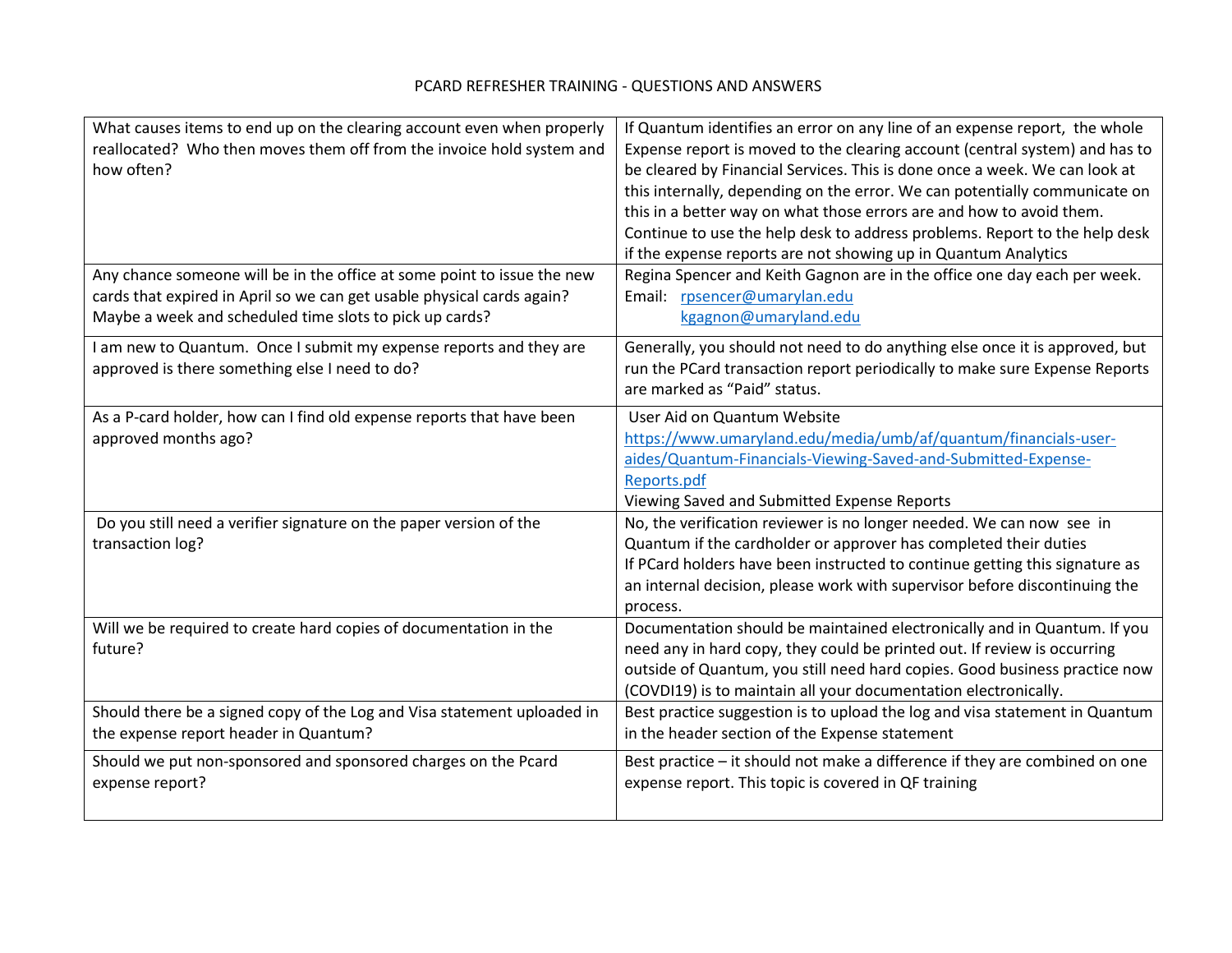# PCARD REFRESHER TRAINING - QUESTIONS AND ANSWERS

| Question | Answer |
|---|---|
| What causes items to end up on the clearing account even when properly reallocated? Who then moves them off from the invoice hold system and how often? | If Quantum identifies an error on any line of an expense report, the whole Expense report is moved to the clearing account (central system) and has to be cleared by Financial Services. This is done once a week. We can look at this internally, depending on the error. We can potentially communicate on this in a better way on what those errors are and how to avoid them. Continue to use the help desk to address problems. Report to the help desk if the expense reports are not showing up in Quantum Analytics |
| Any chance someone will be in the office at some point to issue the new cards that expired in April so we can get usable physical cards again? Maybe a week and scheduled time slots to pick up cards? | Regina Spencer and Keith Gagnon are in the office one day each per week.<br>Email: rpsencer@umarylan.edu<br>kgagnon@umaryland.edu |
| I am new to Quantum. Once I submit my expense reports and they are approved is there something else I need to do? | Generally, you should not need to do anything else once it is approved, but run the PCard transaction report periodically to make sure Expense Reports are marked as "Paid" status. |
| As a P-card holder, how can I find old expense reports that have been approved months ago? | User Aid on Quantum Website<br>https://www.umaryland.edu/media/umb/af/quantum/financials-user-aides/Quantum-Financials-Viewing-Saved-and-Submitted-Expense-Reports.pdf<br>Viewing Saved and Submitted Expense Reports |
| Do you still need a verifier signature on the paper version of the transaction log? | No, the verification reviewer is no longer needed. We can now see in Quantum if the cardholder or approver has completed their duties<br>If PCard holders have been instructed to continue getting this signature as an internal decision, please work with supervisor before discontinuing the process. |
| Will we be required to create hard copies of documentation in the future? | Documentation should be maintained electronically and in Quantum. If you need any in hard copy, they could be printed out. If review is occurring outside of Quantum, you still need hard copies. Good business practice now (COVDI19) is to maintain all your documentation electronically. |
| Should there be a signed copy of the Log and Visa statement uploaded in the expense report header in Quantum? | Best practice suggestion is to upload the log and visa statement in Quantum in the header section of the Expense statement |
| Should we put non-sponsored and sponsored charges on the Pcard expense report? | Best practice – it should not make a difference if they are combined on one expense report. This topic is covered in QF training |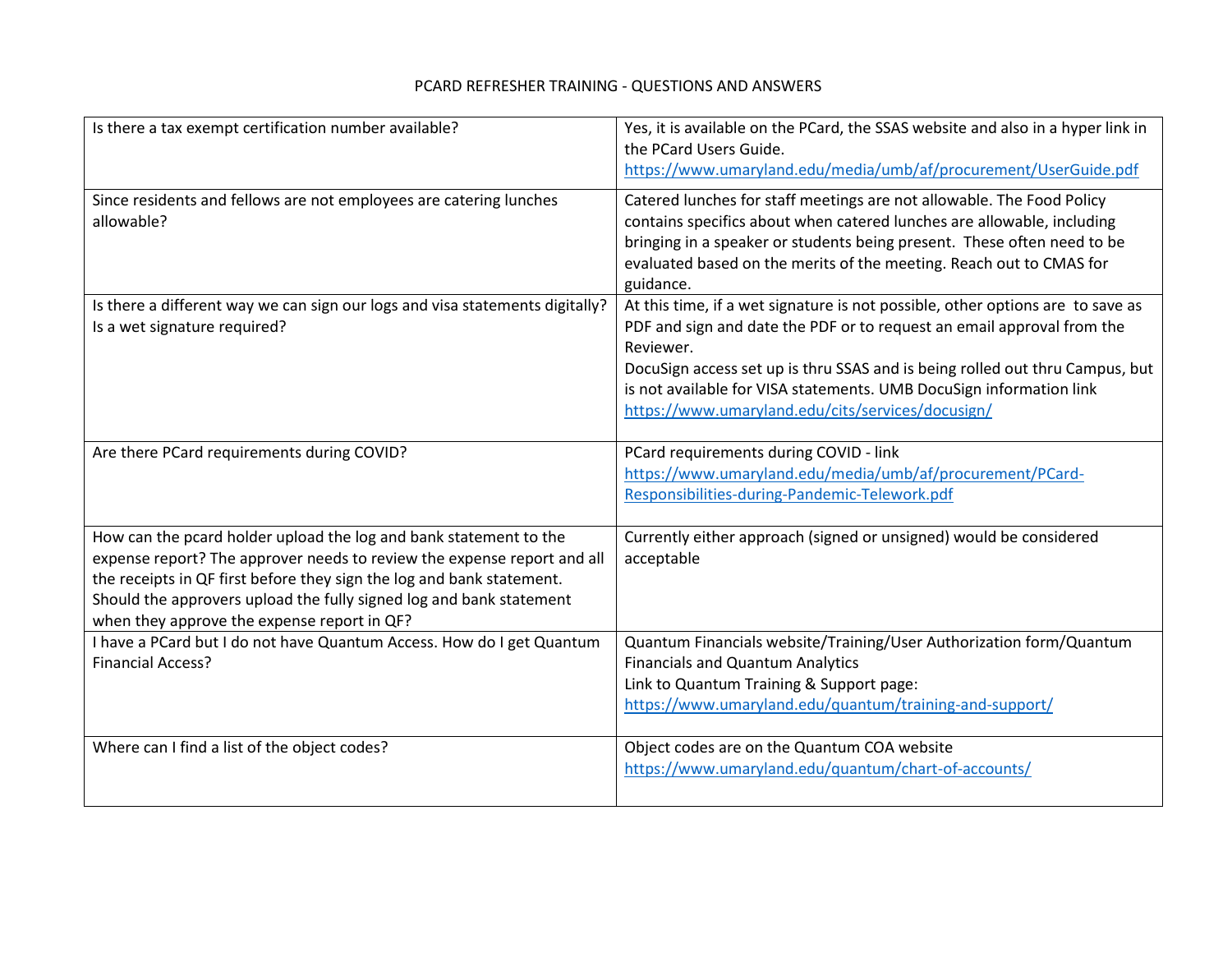# PCARD REFRESHER TRAINING - QUESTIONS AND ANSWERS

| | |
|---|---|
| Is there a tax exempt certification number available? | Yes, it is available on the PCard, the SSAS website and also in a hyper link in the PCard Users Guide. https://www.umaryland.edu/media/umb/af/procurement/UserGuide.pdf |
| Since residents and fellows are not employees are catering lunches allowable? | Catered lunches for staff meetings are not allowable. The Food Policy contains specifics about when catered lunches are allowable, including bringing in a speaker or students being present. These often need to be evaluated based on the merits of the meeting. Reach out to CMAS for guidance. |
| Is there a different way we can sign our logs and visa statements digitally? Is a wet signature required? | At this time, if a wet signature is not possible, other options are to save as PDF and sign and date the PDF or to request an email approval from the Reviewer.<br>DocuSign access set up is thru SSAS and is being rolled out thru Campus, but is not available for VISA statements. UMB DocuSign information link https://www.umaryland.edu/cits/services/docusign/ |
| Are there PCard requirements during COVID? | PCard requirements during COVID - link https://www.umaryland.edu/media/umb/af/procurement/PCard-Responsibilities-during-Pandemic-Telework.pdf |
| How can the pcard holder upload the log and bank statement to the expense report? The approver needs to review the expense report and all the receipts in QF first before they sign the log and bank statement. Should the approvers upload the fully signed log and bank statement when they approve the expense report in QF? | Currently either approach (signed or unsigned) would be considered acceptable |
| I have a PCard but I do not have Quantum Access. How do I get Quantum Financial Access? | Quantum Financials website/Training/User Authorization form/Quantum Financials and Quantum Analytics<br>Link to Quantum Training & Support page: https://www.umaryland.edu/quantum/training-and-support/ |
| Where can I find a list of the object codes? | Object codes are on the Quantum COA website https://www.umaryland.edu/quantum/chart-of-accounts/ |